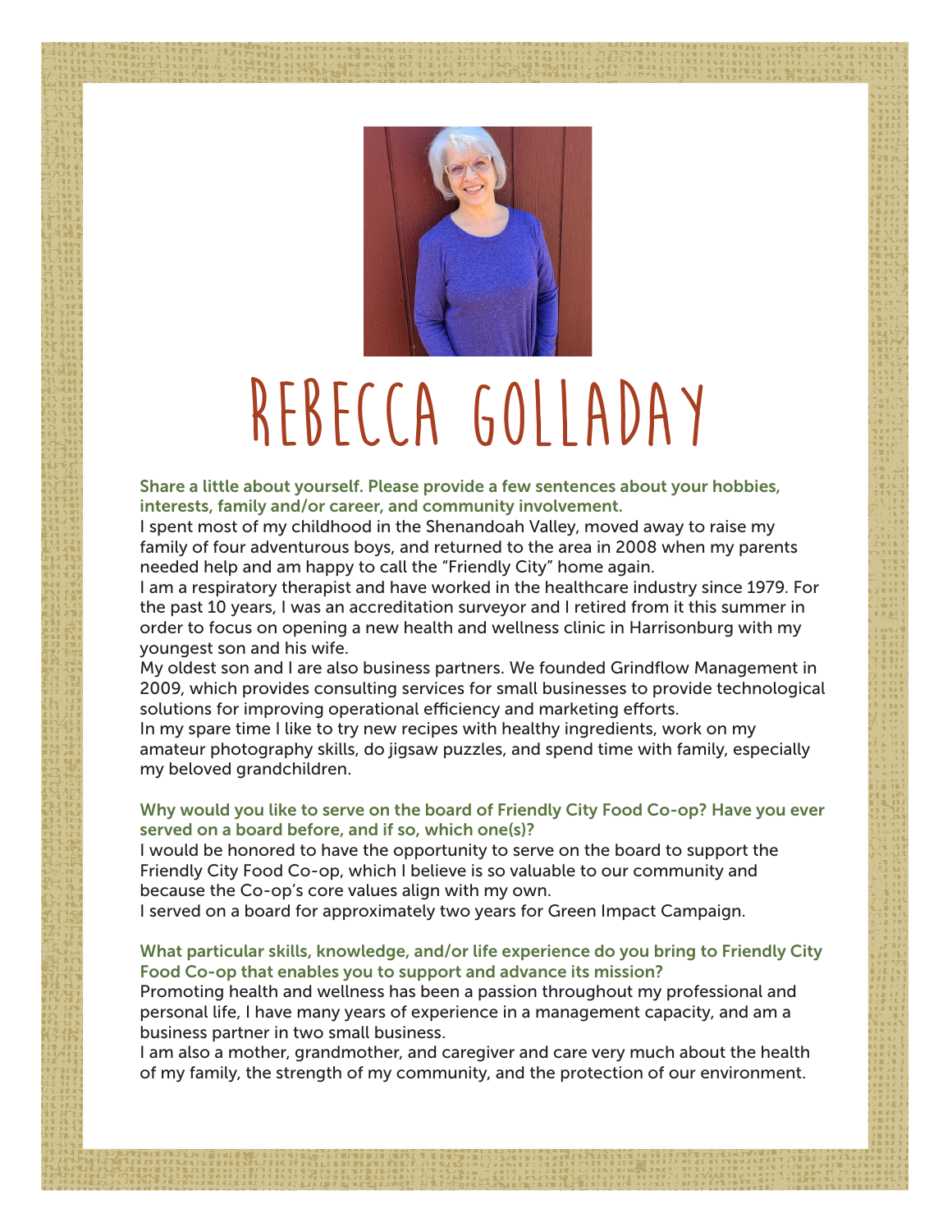# REBECCA GOLLADAY

**Share a little about yourself. Please provide a few sentences about your hobbies, interests, family and/or career, and community involvement.**

I spent most of my childhood in the Shenandoah Valley, moved away to raise my family of four adventurous boys, and returned to the area in 2008 when my parents needed help and am happy to call the "Friendly City" home again.

I am a respiratory therapist and have worked in the healthcare industry since 1979. For the past 10 years, I was an accreditation surveyor and I retired from it this summer in order to focus on opening a new health and wellness clinic in Harrisonburg with my youngest son and his wife.

My oldest son and I are also business partners. We founded Grindflow Management in 2009, which provides consulting services for small businesses to provide technological solutions for improving operational efficiency and marketing efforts.

In my spare time I like to try new recipes with healthy ingredients, work on my amateur photography skills, do jigsaw puzzles, and spend time with family, especially my beloved grandchildren.

**Why would you like to serve on the board of Friendly City Food Co-op? Have you ever served on a board before, and if so, which one(s)?**

I would be honored to have the opportunity to serve on the board to support the Friendly City Food Co-op, which I believe is so valuable to our community and because the Co-op's core values align with my own.

I served on a board for approximately two years for Green Impact Campaign.

**What particular skills, knowledge, and/or life experience do you bring to Friendly City Food Co-op that enables you to support and advance its mission?**

Promoting health and wellness has been a passion throughout my professional and personal life, I have many years of experience in a management capacity, and am a business partner in two small business.

I am also a mother, grandmother, and caregiver and care very much about the health of my family, the strength of my community, and the protection of our environment.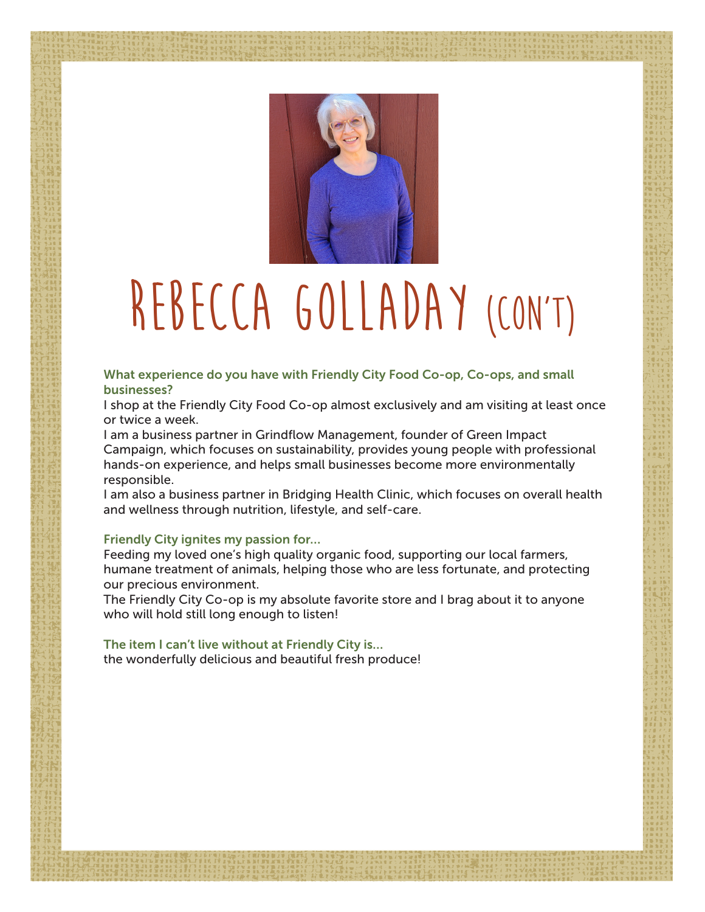# REBECCA GOLLADAY (CON'T)

### What experience do you have with Friendly City Food Co-op, Co-ops, and small businesses?

I shop at the Friendly City Food Co-op almost exclusively and am visiting at least once or twice a week.

I am a business partner in Grindflow Management, founder of Green Impact Campaign, which focuses on sustainability, provides young people with professional hands-on experience, and helps small businesses become more environmentally responsible.

I am also a business partner in Bridging Health Clinic, which focuses on overall health and wellness through nutrition, lifestyle, and self-care.

### Friendly City ignites my passion for...

Feeding my loved one's high quality organic food, supporting our local farmers, humane treatment of animals, helping those who are less fortunate, and protecting our precious environment.

The Friendly City Co-op is my absolute favorite store and I brag about it to anyone who will hold still long enough to listen!

### The item I can't live without at Friendly City is...

the wonderfully delicious and beautiful fresh produce!